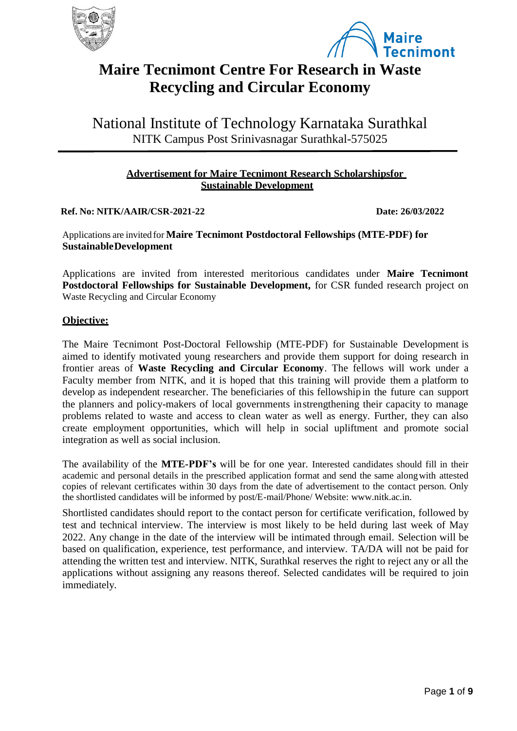# Maire Tecnimont Centre For Research in Waste Recycling and Circular Economy

## National Institute of Technology Karnataka Surathkal

NITK Campus Post Srinivasnagar Surathkal-575025

**Advertisement for Maire Tecnimont Research Scholarshipsfor Sustainable Development**

**Ref. No: NITK/AAIR/CSR-2021-22** **Date: 26/03/2022**

Applications are invited for **Maire Tecnimont Postdoctoral Fellowships (MTE-PDF) for SustainableDevelopment**

Applications are invited from interested meritorious candidates under **Maire Tecnimont Postdoctoral Fellowships for Sustainable Development,** for CSR funded research project on Waste Recycling and Circular Economy

**Objective:**

The Maire Tecnimont Post-Doctoral Fellowship (MTE-PDF) for Sustainable Development is aimed to identify motivated young researchers and provide them support for doing research in frontier areas of **Waste Recycling and Circular Economy**. The fellows will work under a Faculty member from NITK, and it is hoped that this training will provide them a platform to develop as independent researcher. The beneficiaries of this fellowship in the future can support the planners and policy-makers of local governments instrengthening their capacity to manage problems related to waste and access to clean water as well as energy. Further, they can also create employment opportunities, which will help in social upliftment and promote social integration as well as social inclusion.

The availability of the **MTE-PDF's** will be for one year. Interested candidates should fill in their academic and personal details in the prescribed application format and send the same alongwith attested copies of relevant certificates within 30 days from the date of advertisement to the contact person. Only the shortlisted candidates will be informed by post/E-mail/Phone/ Website: www.nitk.ac.in.

Shortlisted candidates should report to the contact person for certificate verification, followed by test and technical interview. The interview is most likely to be held during last week of May 2022. Any change in the date of the interview will be intimated through email. Selection will be based on qualification, experience, test performance, and interview. TA/DA will not be paid for attending the written test and interview. NITK, Surathkal reserves the right to reject any or all the applications without assigning any reasons thereof. Selected candidates will be required to join immediately.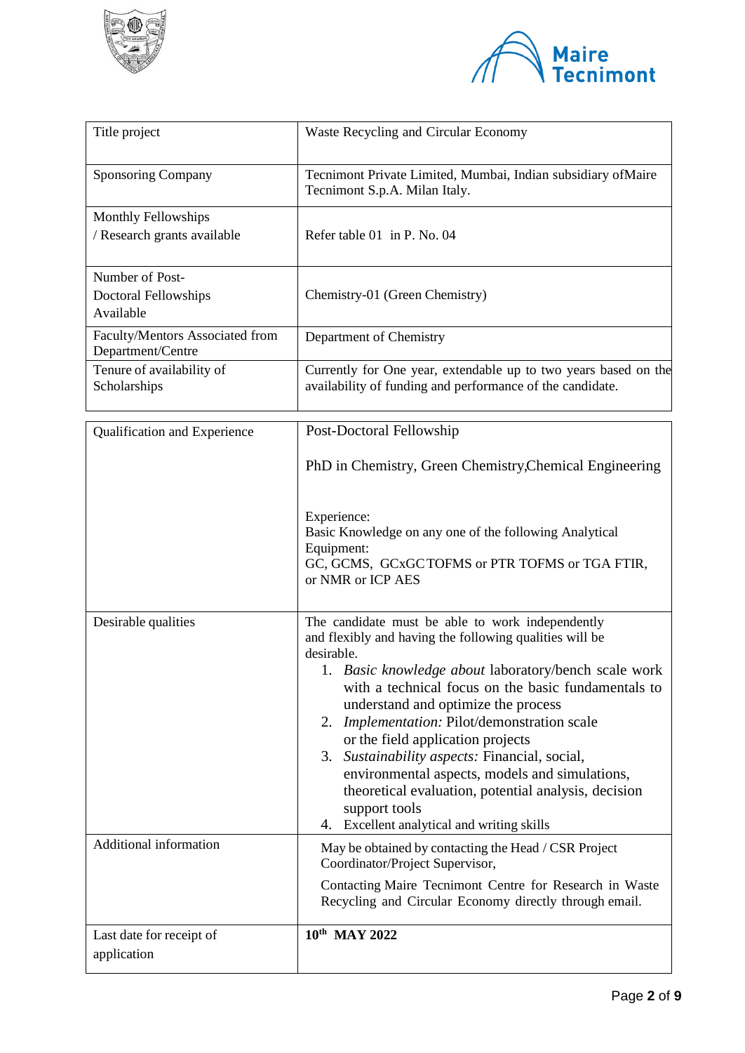| | |
|---|---|
| Title project | Waste Recycling and Circular Economy |
| Sponsoring Company | Tecnimont Private Limited, Mumbai, Indian subsidiary ofMaire Tecnimont S.p.A. Milan Italy. |
| Monthly Fellowships / Research grants available | Refer table 01 in P. No. 04 |
| Number of Post-Doctoral Fellowships Available | Chemistry-01 (Green Chemistry) |
| Faculty/Mentors Associated from Department/Centre | Department of Chemistry |
| Tenure of availability of Scholarships | Currently for One year, extendable up to two years based on the availability of funding and performance of the candidate. |

| | |
|---|---|
| Qualification and Experience | Post-Doctoral Fellowship<br><br>PhD in Chemistry, Green Chemistry,Chemical Engineering<br><br>Experience:<br>Basic Knowledge on any one of the following Analytical Equipment:<br>GC, GCMS, GCxGC TOFMS or PTR TOFMS or TGA FTIR, or NMR or ICP AES |
| Desirable qualities | The candidate must be able to work independently and flexibly and having the following qualities will be desirable.<br>1. *Basic knowledge about* laboratory/bench scale work with a technical focus on the basic fundamentals to understand and optimize the process<br>2. *Implementation:* Pilot/demonstration scale or the field application projects<br>3. *Sustainability aspects:* Financial, social, environmental aspects, models and simulations, theoretical evaluation, potential analysis, decision support tools<br>4. Excellent analytical and writing skills |
| Additional information | May be obtained by contacting the Head / CSR Project Coordinator/Project Supervisor,<br><br>Contacting Maire Tecnimont Centre for Research in Waste Recycling and Circular Economy directly through email. |
| Last date for receipt of application | **10th MAY 2022** |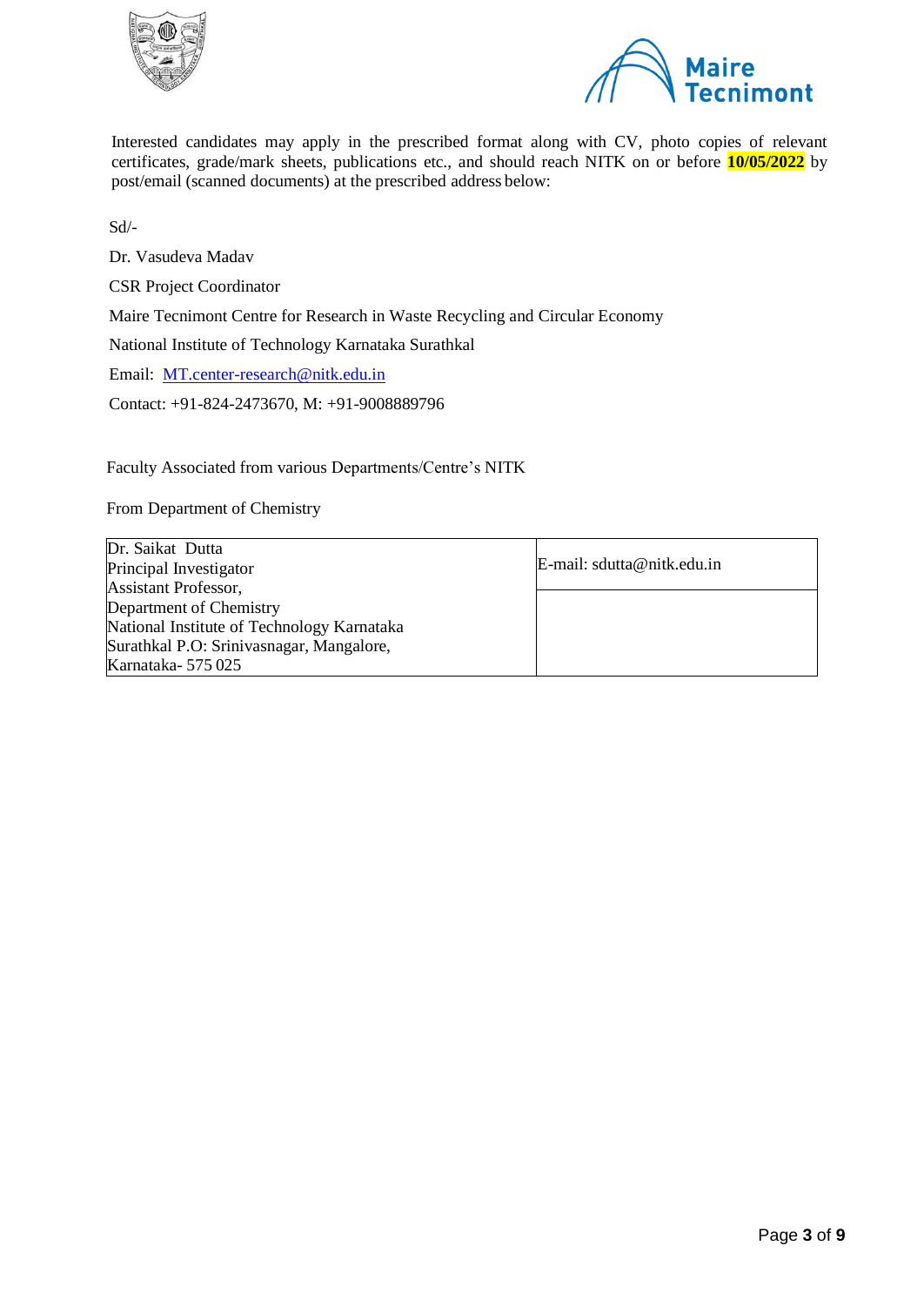Interested candidates may apply in the prescribed format along with CV, photo copies of relevant certificates, grade/mark sheets, publications etc., and should reach NITK on or before **10/05/2022** by post/email (scanned documents) at the prescribed address below:

Sd/-

Dr. Vasudeva Madav

CSR Project Coordinator

Maire Tecnimont Centre for Research in Waste Recycling and Circular Economy

National Institute of Technology Karnataka Surathkal

Email: MT.center-research@nitk.edu.in

Contact: +91-824-2473670, M: +91-9008889796

Faculty Associated from various Departments/Centre's NITK

From Department of Chemistry

| | |
|---|---|
| Dr. Saikat Dutta<br>Principal Investigator<br>Assistant Professor,<br>Department of Chemistry<br>National Institute of Technology Karnataka<br>Surathkal P.O: Srinivasnagar, Mangalore,<br>Karnataka- 575 025 | E-mail: sdutta@nitk.edu.in |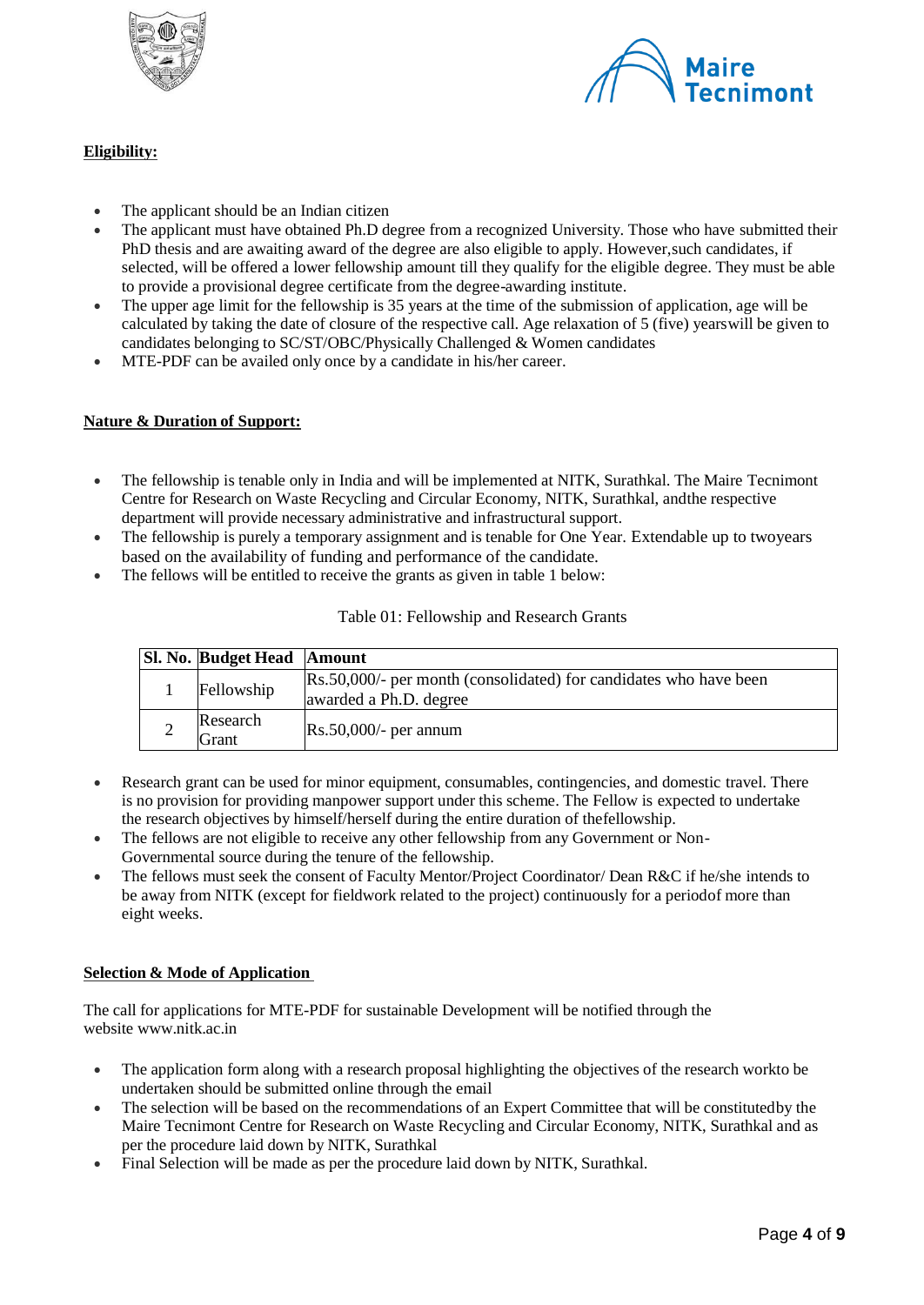**Eligibility:**

- The applicant should be an Indian citizen
- The applicant must have obtained Ph.D degree from a recognized University. Those who have submitted their PhD thesis and are awaiting award of the degree are also eligible to apply. However,such candidates, if selected, will be offered a lower fellowship amount till they qualify for the eligible degree. They must be able to provide a provisional degree certificate from the degree-awarding institute.
- The upper age limit for the fellowship is 35 years at the time of the submission of application, age will be calculated by taking the date of closure of the respective call. Age relaxation of 5 (five) yearswill be given to candidates belonging to SC/ST/OBC/Physically Challenged & Women candidates
- MTE-PDF can be availed only once by a candidate in his/her career.

**Nature & Duration of Support:**

- The fellowship is tenable only in India and will be implemented at NITK, Surathkal. The Maire Tecnimont Centre for Research on Waste Recycling and Circular Economy, NITK, Surathkal, andthe respective department will provide necessary administrative and infrastructural support.
- The fellowship is purely a temporary assignment and is tenable for One Year. Extendable up to twoyears based on the availability of funding and performance of the candidate.
- The fellows will be entitled to receive the grants as given in table 1 below:

Table 01: Fellowship and Research Grants

| Sl. No. | Budget Head | Amount |
|---|---|---|
| 1 | Fellowship | Rs.50,000/- per month (consolidated) for candidates who have been awarded a Ph.D. degree |
| 2 | Research Grant | Rs.50,000/- per annum |

- Research grant can be used for minor equipment, consumables, contingencies, and domestic travel. There is no provision for providing manpower support under this scheme. The Fellow is expected to undertake the research objectives by himself/herself during the entire duration of thefellowship.
- The fellows are not eligible to receive any other fellowship from any Government or Non-Governmental source during the tenure of the fellowship.
- The fellows must seek the consent of Faculty Mentor/Project Coordinator/ Dean R&C if he/she intends to be away from NITK (except for fieldwork related to the project) continuously for a periodof more than eight weeks.

**Selection & Mode of Application**

The call for applications for MTE-PDF for sustainable Development will be notified through the website www.nitk.ac.in

- The application form along with a research proposal highlighting the objectives of the research workto be undertaken should be submitted online through the email
- The selection will be based on the recommendations of an Expert Committee that will be constitutedby the Maire Tecnimont Centre for Research on Waste Recycling and Circular Economy, NITK, Surathkal and as per the procedure laid down by NITK, Surathkal
- Final Selection will be made as per the procedure laid down by NITK, Surathkal.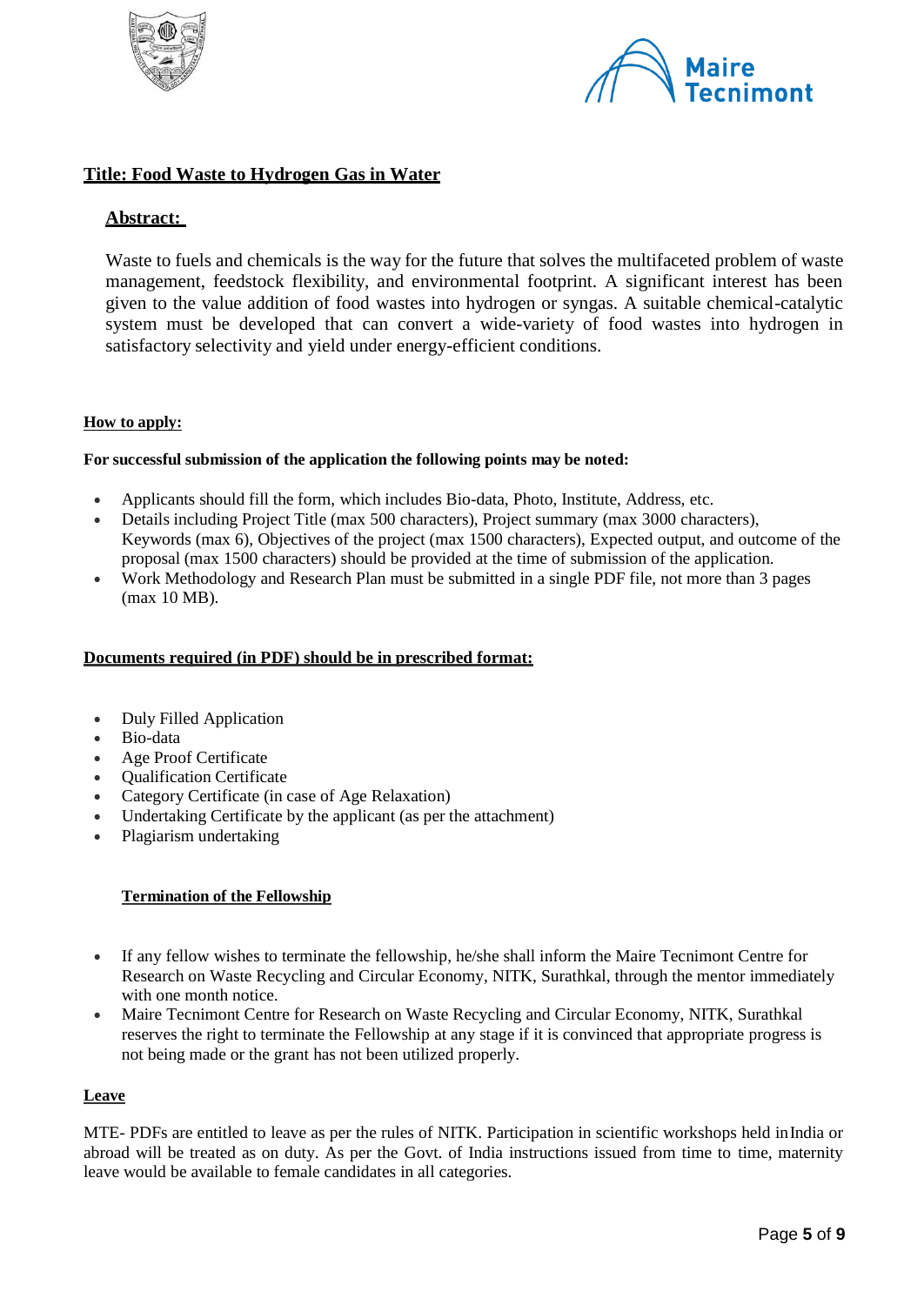## Title: Food Waste to Hydrogen Gas in Water

### Abstract:

Waste to fuels and chemicals is the way for the future that solves the multifaceted problem of waste management, feedstock flexibility, and environmental footprint. A significant interest has been given to the value addition of food wastes into hydrogen or syngas. A suitable chemical-catalytic system must be developed that can convert a wide-variety of food wastes into hydrogen in satisfactory selectivity and yield under energy-efficient conditions.

### How to apply:

**For successful submission of the application the following points may be noted:**

- Applicants should fill the form, which includes Bio-data, Photo, Institute, Address, etc.
- Details including Project Title (max 500 characters), Project summary (max 3000 characters), Keywords (max 6), Objectives of the project (max 1500 characters), Expected output, and outcome of the proposal (max 1500 characters) should be provided at the time of submission of the application.
- Work Methodology and Research Plan must be submitted in a single PDF file, not more than 3 pages (max 10 MB).

### Documents required (in PDF) should be in prescribed format:

- Duly Filled Application
- Bio-data
- Age Proof Certificate
- Qualification Certificate
- Category Certificate (in case of Age Relaxation)
- Undertaking Certificate by the applicant (as per the attachment)
- Plagiarism undertaking

### Termination of the Fellowship

- If any fellow wishes to terminate the fellowship, he/she shall inform the Maire Tecnimont Centre for Research on Waste Recycling and Circular Economy, NITK, Surathkal, through the mentor immediately with one month notice.
- Maire Tecnimont Centre for Research on Waste Recycling and Circular Economy, NITK, Surathkal reserves the right to terminate the Fellowship at any stage if it is convinced that appropriate progress is not being made or the grant has not been utilized properly.

### Leave

MTE- PDFs are entitled to leave as per the rules of NITK. Participation in scientific workshops held in India or abroad will be treated as on duty. As per the Govt. of India instructions issued from time to time, maternity leave would be available to female candidates in all categories.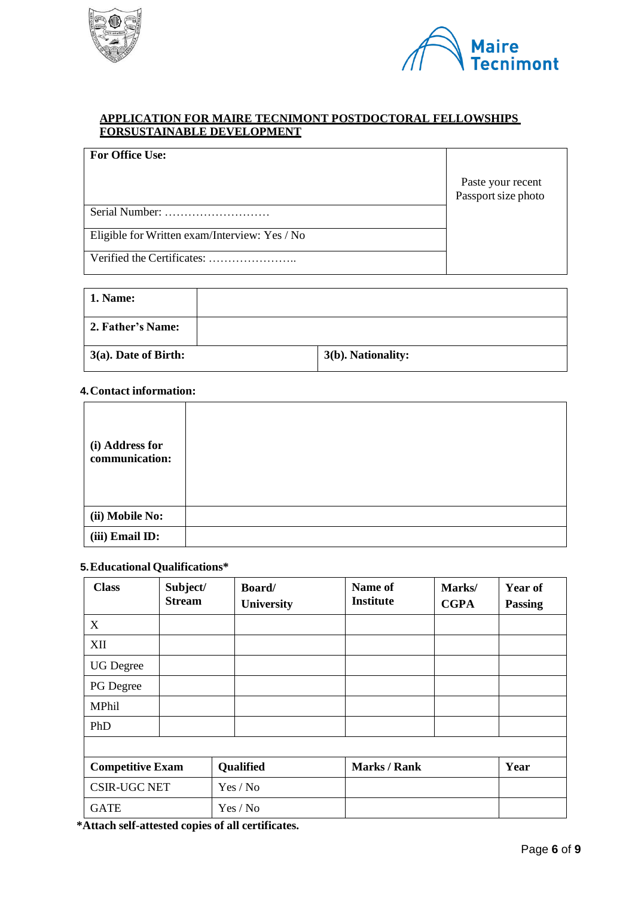## APPLICATION FOR MAIRE TECNIMONT POSTDOCTORAL FELLOWSHIPS FORSUSTAINABLE DEVELOPMENT

| **For Office Use:** | Paste your recent Passport size photo |
|---|---|
| Serial Number: ……………………… | |
| Eligible for Written exam/Interview: Yes / No | |
| Verified the Certificates: ………………….. | |

| **1. Name:** | | |
|---|---|---|
| **2. Father's Name:** | | |
| **3(a). Date of Birth:** | | **3(b). Nationality:** |

**4. Contact information:**

| **(i) Address for communication:** | |
|---|---|
| **(ii) Mobile No:** | |
| **(iii) Email ID:** | |

**5. Educational Qualifications***

| **Class** | **Subject/ Stream** | **Board/ University** | **Name of Institute** | **Marks/ CGPA** | **Year of Passing** |
|---|---|---|---|---|---|
| X | | | | | |
| XII | | | | | |
| UG Degree | | | | | |
| PG Degree | | | | | |
| MPhil | | | | | |
| PhD | | | | | |

| **Competitive Exam** | **Qualified** | **Marks / Rank** | **Year** |
|---|---|---|---|
| CSIR-UGC NET | Yes / No | | |
| GATE | Yes / No | | |

***Attach self-attested copies of all certificates.**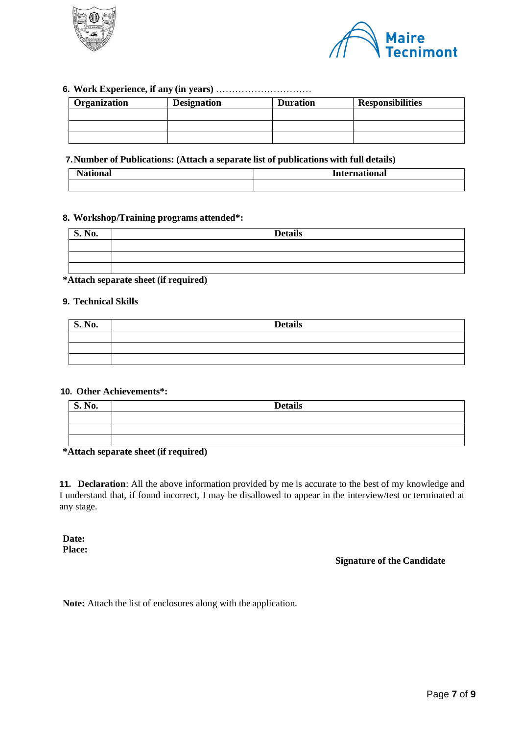**6. Work Experience, if any (in years)** …………………………

| Organization | Designation | Duration | Responsibilities |
|---|---|---|---|
| | | | |
| | | | |
| | | | |

**7. Number of Publications: (Attach a separate list of publications with full details)**

| National | International |
|---|---|
| | |

**8. Workshop/Training programs attended*:**

| S. No. | Details |
|---|---|
| | |
| | |
| | |

***Attach separate sheet (if required)**

**9. Technical Skills**

| S. No. | Details |
|---|---|
| | |
| | |
| | |

**10. Other Achievements*:**

| S. No. | Details |
|---|---|
| | |
| | |
| | |

***Attach separate sheet (if required)**

**11. Declaration**: All the above information provided by me is accurate to the best of my knowledge and I understand that, if found incorrect, I may be disallowed to appear in the interview/test or terminated at any stage.

**Date:**
**Place:**

**Signature of the Candidate**

**Note:** Attach the list of enclosures along with the application.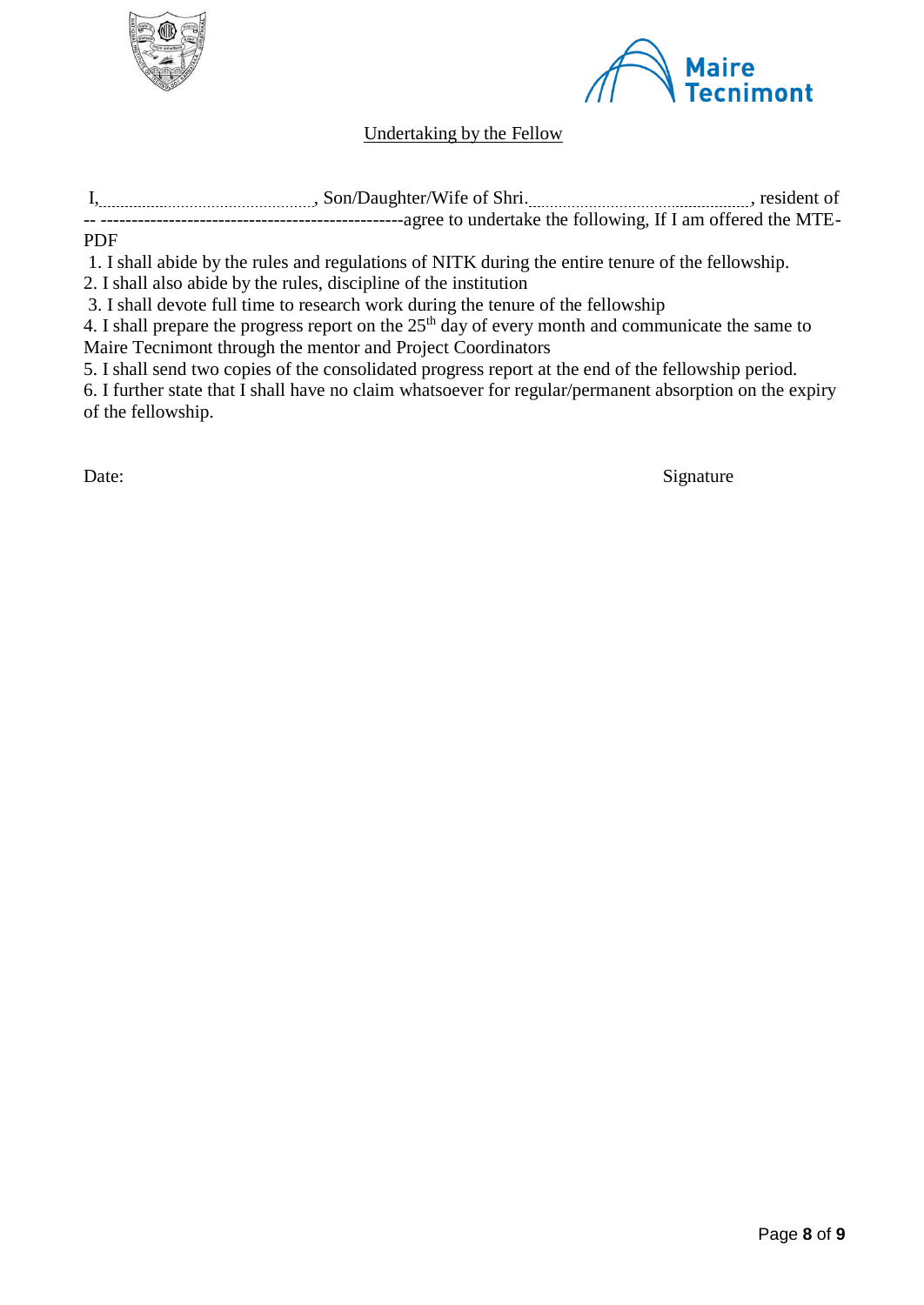Undertaking by the Fellow

I,................................................, Son/Daughter/Wife of Shri.................................................., resident of -- -------------------------------------------------agree to undertake the following, If I am offered the MTE-PDF

1. I shall abide by the rules and regulations of NITK during the entire tenure of the fellowship.
2. I shall also abide by the rules, discipline of the institution
3. I shall devote full time to research work during the tenure of the fellowship
4. I shall prepare the progress report on the $25^{th}$ day of every month and communicate the same to Maire Tecnimont through the mentor and Project Coordinators
5. I shall send two copies of the consolidated progress report at the end of the fellowship period.
6. I further state that I shall have no claim whatsoever for regular/permanent absorption on the expiry of the fellowship.

Date: Signature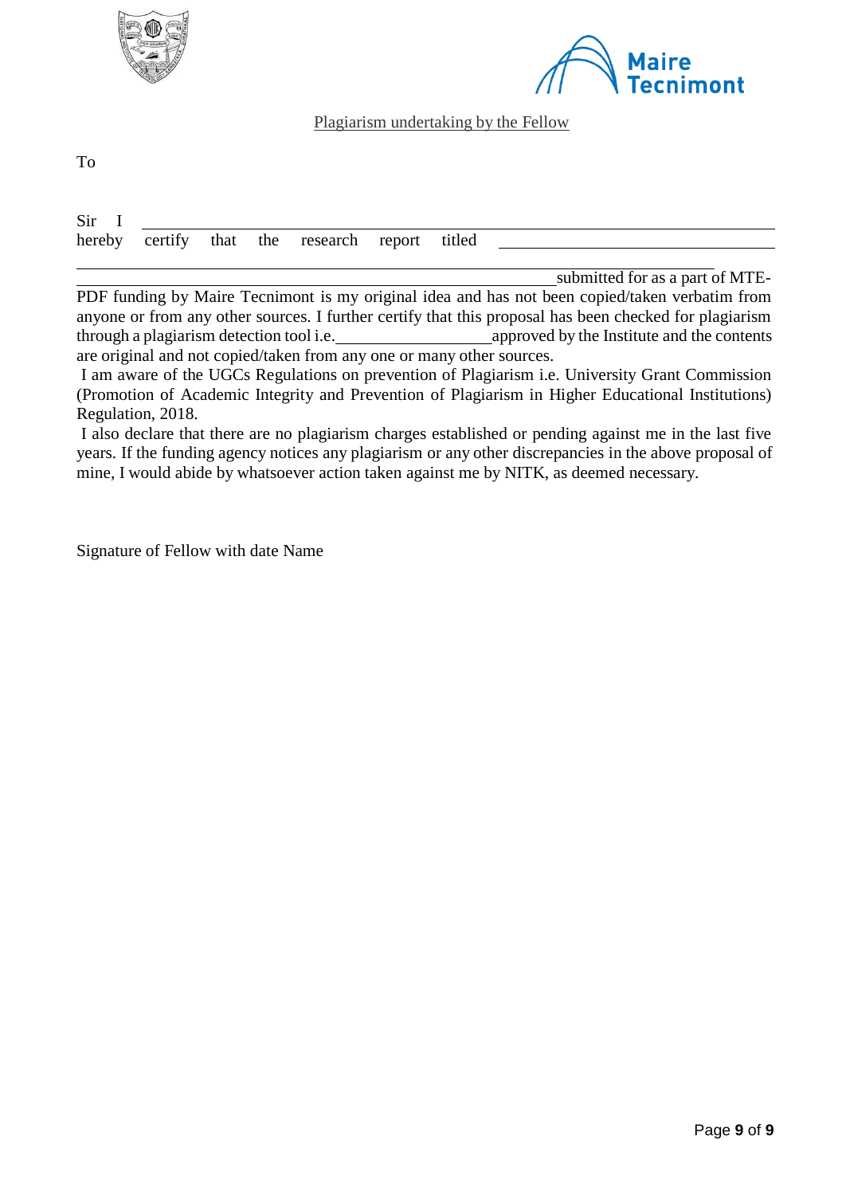Plagiarism undertaking by the Fellow

To

Sir I ______________________________________________________________ hereby certify that the research report titled ______________________________ ____________________________________________________________ submitted for as a part of MTE-PDF funding by Maire Tecnimont is my original idea and has not been copied/taken verbatim from anyone or from any other sources. I further certify that this proposal has been checked for plagiarism through a plagiarism detection tool i.e.____________________approved by the Institute and the contents are original and not copied/taken from any one or many other sources.

I am aware of the UGCs Regulations on prevention of Plagiarism i.e. University Grant Commission (Promotion of Academic Integrity and Prevention of Plagiarism in Higher Educational Institutions) Regulation, 2018.

I also declare that there are no plagiarism charges established or pending against me in the last five years. If the funding agency notices any plagiarism or any other discrepancies in the above proposal of mine, I would abide by whatsoever action taken against me by NITK, as deemed necessary.

Signature of Fellow with date Name